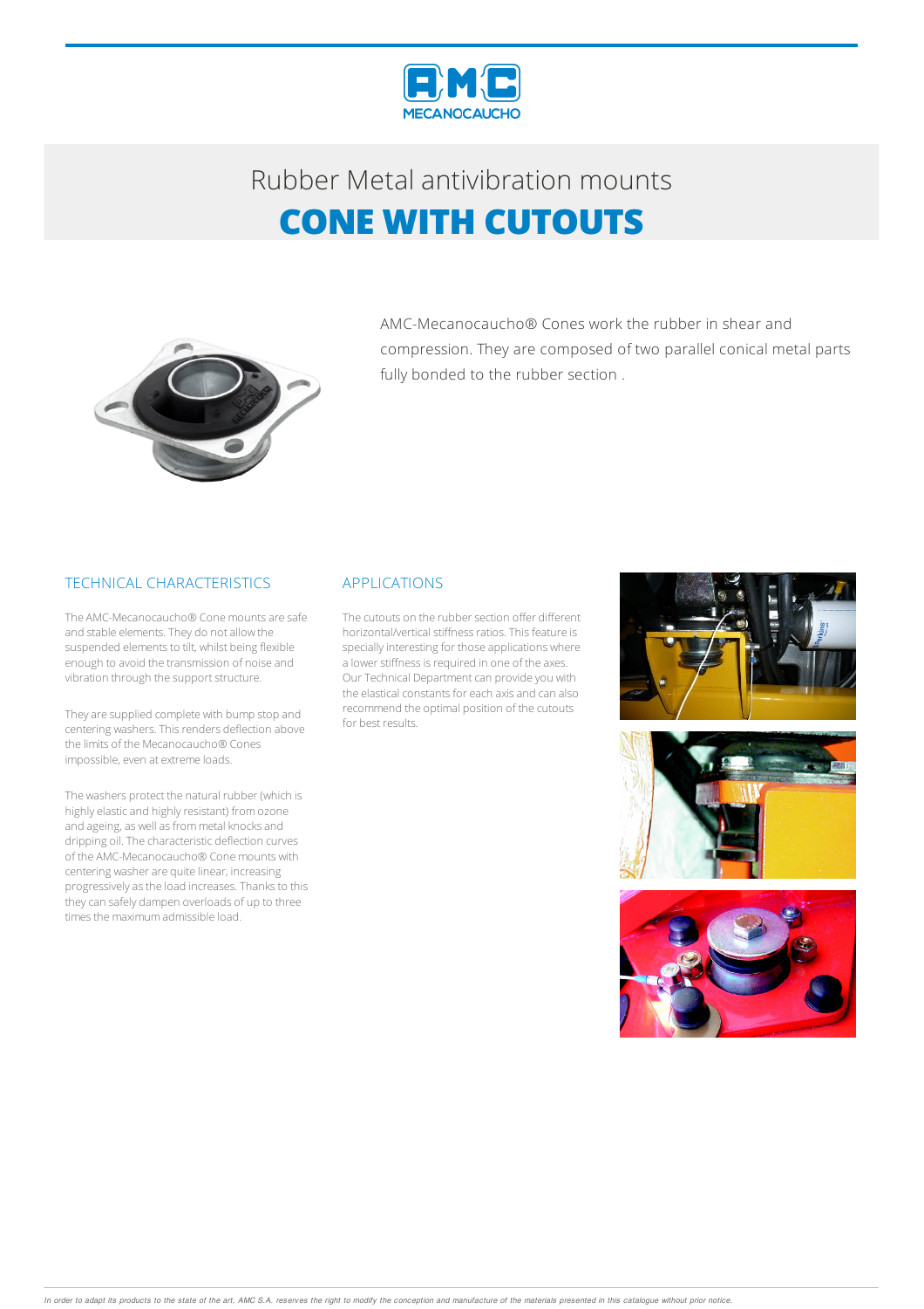# Rubber Metal antivibration mounts

## CONE WITH CUTOUTS

AMC-Mecanocaucho® Cones work the rubber in shear and compression. They are composed of two parallel conical metal parts fully bonded to the rubber section .

### TECHNICAL CHARACTERISTICS

The AMC-Mecanocaucho® Cone mounts are safe and stable elements. They do not allow the suspended elements to tilt, whilst being flexible enough to avoid the transmission of noise and vibration through the support structure.

They are supplied complete with bump stop and centering washers. This renders deflection above the limits of the Mecanocaucho® Cones impossible, even at extreme loads.

The washers protect the natural rubber (which is highly elastic and highly resistant) from ozone and ageing, as well as from metal knocks and dripping oil. The characteristic deflection curves of the AMC-Mecanocaucho® Cone mounts with centering washer are quite linear, increasing progressively as the load increases. Thanks to this they can safely dampen overloads of up to three times the maximum admissible load.

### APPLICATIONS

The cutouts on the rubber section offer different horizontal/vertical stiffness ratios. This feature is specially interesting for those applications where a lower stiffness is required in one of the axes. Our Technical Department can provide you with the elastical constants for each axis and can also recommend the optimal position of the cutouts for best results.

*In order to adapt its products to the state of the art, AMC S.A. reserves the right to modify the conception and manufacture of the materials presented in this catalogue without prior notice.*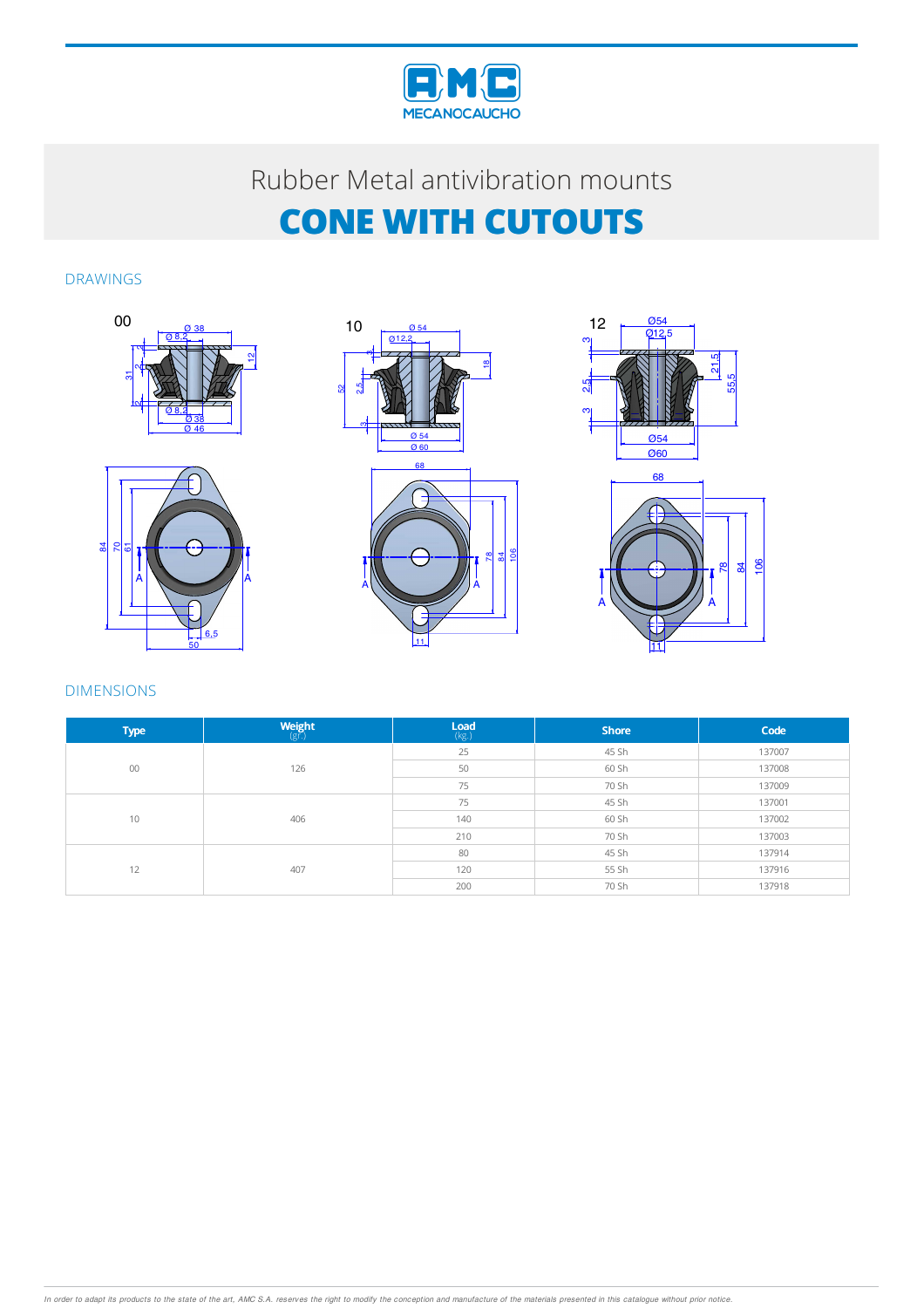# Rubber Metal antivibration mounts

# CONE WITH CUTOUTS

## DRAWINGS

## DIMENSIONS

| Type | Weight (gr.) | Load (kg.) | Shore | Code |
|---|---|---|---|---|
| 00 | 126 | 25 | 45 Sh | 137007 |
| | | 50 | 60 Sh | 137008 |
| | | 75 | 70 Sh | 137009 |
| 10 | 406 | 75 | 45 Sh | 137001 |
| | | 140 | 60 Sh | 137002 |
| | | 210 | 70 Sh | 137003 |
| 12 | 407 | 80 | 45 Sh | 137914 |
| | | 120 | 55 Sh | 137916 |
| | | 200 | 70 Sh | 137918 |

*In order to adapt its products to the state of the art, AMC S.A. reserves the right to modify the conception and manufacture of the materials presented in this catalogue without prior notice.*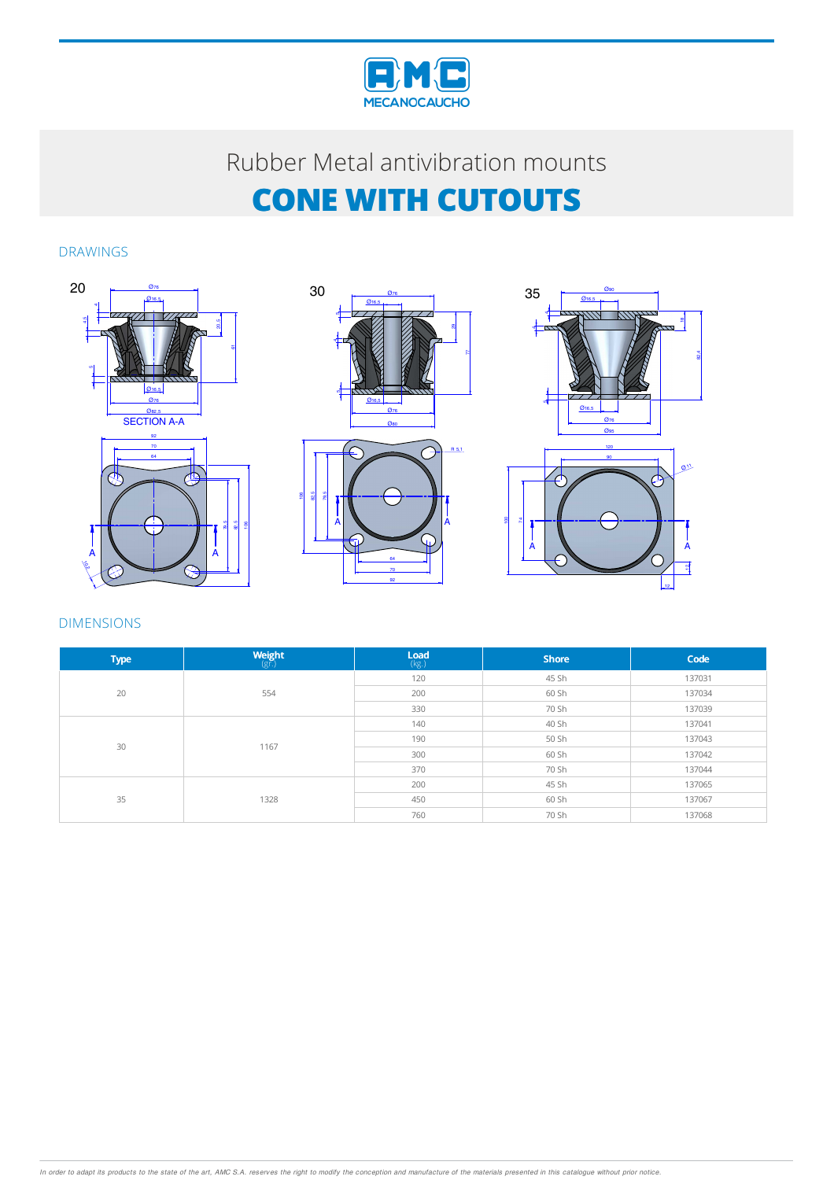Rubber Metal antivibration mounts

# CONE WITH CUTOUTS

## DRAWINGS

20

SECTION A-A

30

35

## DIMENSIONS

| Type | Weight (gr.) | Load (kg.) | Shore | Code |
|---|---|---|---|---|
| 20 | 554 | 120 | 45 Sh | 137031 |
| | | 200 | 60 Sh | 137034 |
| | | 330 | 70 Sh | 137039 |
| 30 | 1167 | 140 | 40 Sh | 137041 |
| | | 190 | 50 Sh | 137043 |
| | | 300 | 60 Sh | 137042 |
| | | 370 | 70 Sh | 137044 |
| 35 | 1328 | 200 | 45 Sh | 137065 |
| | | 450 | 60 Sh | 137067 |
| | | 760 | 70 Sh | 137068 |

*In order to adapt its products to the state of the art, AMC S.A. reserves the right to modify the conception and manufacture of the materials presented in this catalogue without prior notice.*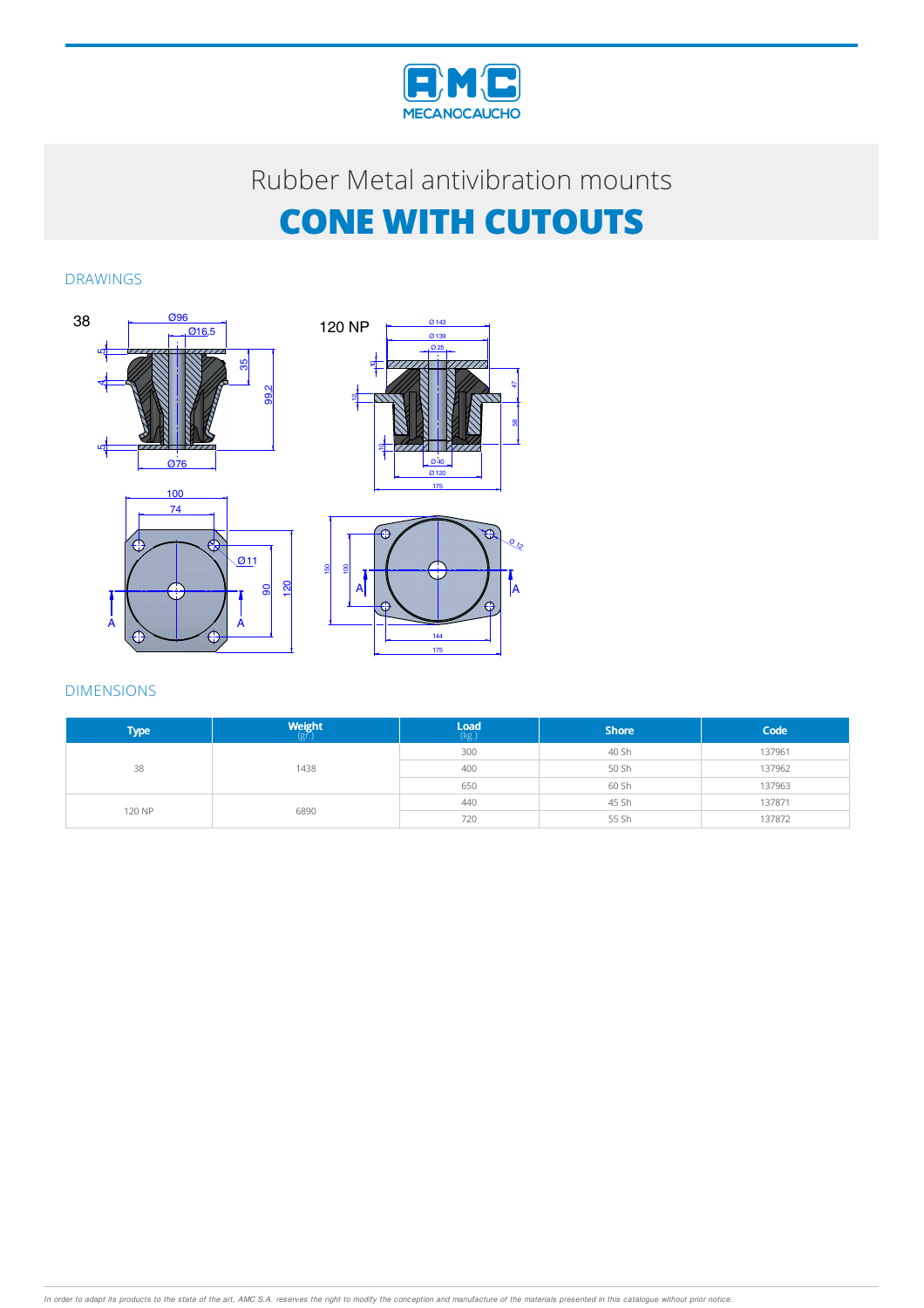Rubber Metal antivibration mounts

# CONE WITH CUTOUTS

## DRAWINGS

## DIMENSIONS

| Type | Weight (gr.) | Load (kg.) | Shore | Code |
|---|---|---|---|---|
| 38 | 1438 | 300 | 40 Sh | 137961 |
| | | 400 | 50 Sh | 137962 |
| | | 650 | 60 Sh | 137963 |
| 120 NP | 6890 | 440 | 45 Sh | 137871 |
| | | 720 | 55 Sh | 137872 |

*In order to adapt its products to the state of the art, AMC S.A. reserves the right to modify the conception and manufacture of the materials presented in this catalogue without prior notice.*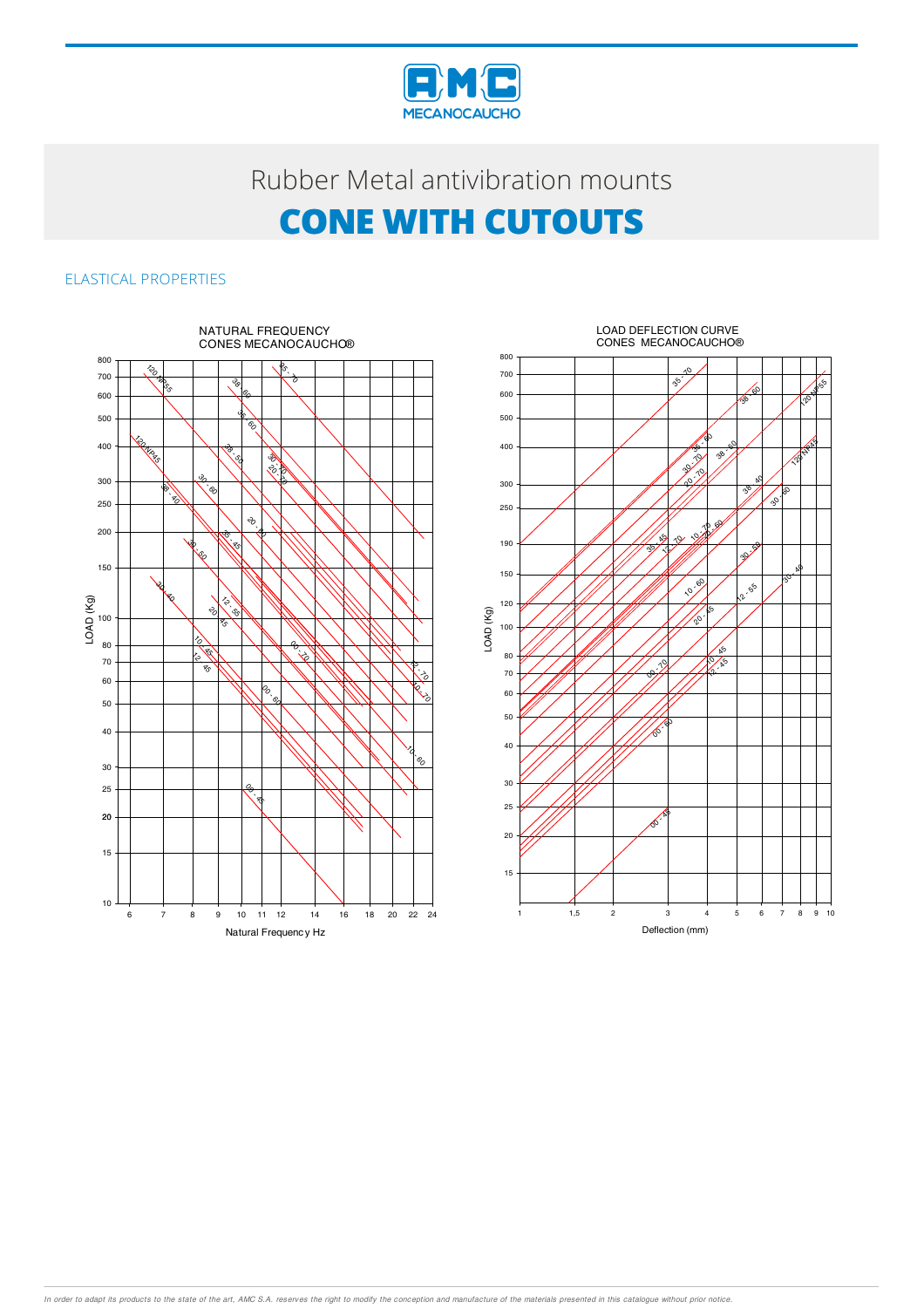AMC MECANOCAUCHO

Rubber Metal antivibration mounts

# CONE WITH CUTOUTS

## ELASTICAL PROPERTIES

NATURAL FREQUENCY
CONES MECANOCAUCHO®

LOAD (Kg)

800
700
600
500
400
300
250
200
150
100
80
70
60
50
40
30
25
20
15
10

6 7 8 9 10 11 12 14 16 18 20 22 24

Natural Frequency Hz

120 NP55, 38 - 60, 36 - 60, 35 - 70, 120 NP45, 28 - 50, 30 - 70, 20 - 70, 30 - 60, 38 - 40, 20 - 60, 35 - 45, 30 - 50, 30 - 40, 12 - 55, 20 - 45, 10 - 45, 12 - 45, 00 - 70, 00 - 60, 12 - 70, 10 - 70, 10 - 60, 00 - 45

LOAD DEFLECTION CURVE
CONES MECANOCAUCHO®

LOAD (Kg)

800
700
600
500
400
300
250
190
150
120
100
80
70
60
50
40
30
25
20
15

1 1,5 2 3 4 5 6 7 8 9 10

Deflection (mm)

35 - 70, 38 - 60, 120 NP55, 36 - 60, 30 - 70, 38 - 50, 20 - 70, 120 NP45, 38 - 40, 30 - 60, 35 - 45, 12 - 70, 10 - 70, 20 - 60, 30 - 50, 30 - 40, 10 - 60, 12 - 55, 20 - 45, 00 - 70, 10 - 45, 12 - 45, 00 - 60, 00 - 45

*In order to adapt its products to the state of the art, AMC S.A. reserves the right to modify the conception and manufacture of the materials presented in this catalogue without prior notice.*